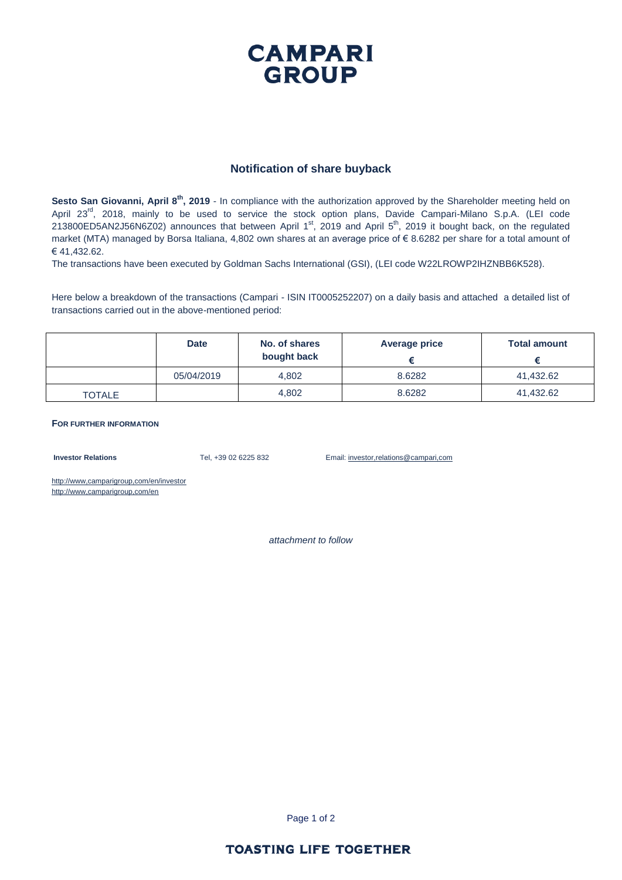CAMPARI GROUP

## Notification of share buyback

**Sesto San Giovanni, April 8th, 2019** - In compliance with the authorization approved by the Shareholder meeting held on April 23rd, 2018, mainly to be used to service the stock option plans, Davide Campari-Milano S.p.A. (LEI code 213800ED5AN2J56N6Z02) announces that between April 1st, 2019 and April 5th, 2019 it bought back, on the regulated market (MTA) managed by Borsa Italiana, 4,802 own shares at an average price of € 8.6282 per share for a total amount of € 41,432.62.

The transactions have been executed by Goldman Sachs International (GSI), (LEI code W22LROWP2IHZNBB6K528).

Here below a breakdown of the transactions (Campari - ISIN IT0005252207) on a daily basis and attached a detailed list of transactions carried out in the above-mentioned period:

| | Date | No. of shares bought back | Average price € | Total amount € |
|---|---|---|---|---|
| | 05/04/2019 | 4,802 | 8.6282 | 41,432.62 |
| TOTALE | | 4,802 | 8.6282 | 41,432.62 |

**FOR FURTHER INFORMATION**

**Investor Relations** Tel, +39 02 6225 832 Email: investor,relations@campari,com

http://www,camparigroup,com/en/investor
http://www,camparigroup,com/en

*attachment to follow*

TOASTING LIFE TOGETHER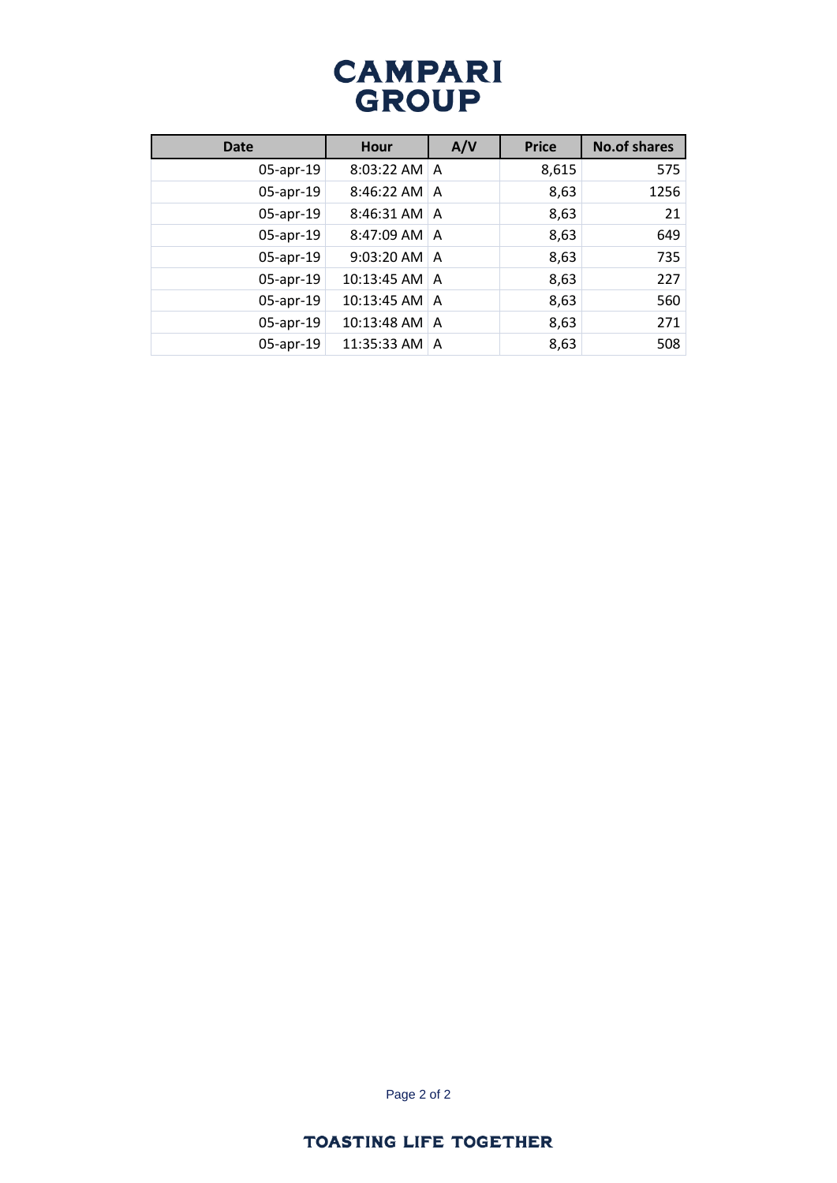| Date | Hour | A/V | Price | No.of shares |
|---|---|---|---|---|
| 05-apr-19 | 8:03:22 AM | A | 8,615 | 575 |
| 05-apr-19 | 8:46:22 AM | A | 8,63 | 1256 |
| 05-apr-19 | 8:46:31 AM | A | 8,63 | 21 |
| 05-apr-19 | 8:47:09 AM | A | 8,63 | 649 |
| 05-apr-19 | 9:03:20 AM | A | 8,63 | 735 |
| 05-apr-19 | 10:13:45 AM | A | 8,63 | 227 |
| 05-apr-19 | 10:13:45 AM | A | 8,63 | 560 |
| 05-apr-19 | 10:13:48 AM | A | 8,63 | 271 |
| 05-apr-19 | 11:35:33 AM | A | 8,63 | 508 |